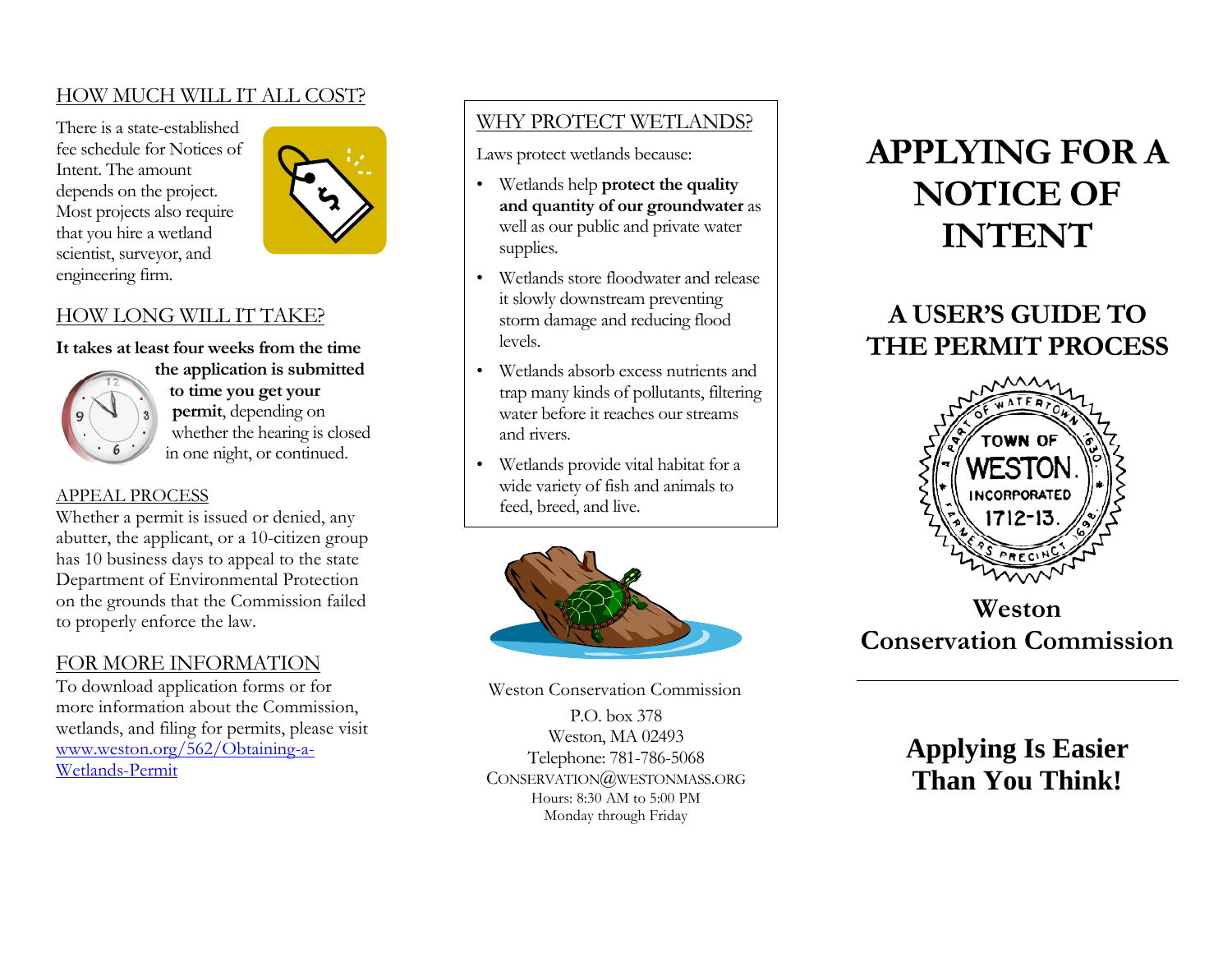## HOW MUCH WILL IT ALL COST?

There is a state-established fee schedule for Notices of Intent. The amount depends on the project. Most projects also require that you hire a wetland scientist, surveyor, and engineering firm.

## HOW LONG WILL IT TAKE?

**It takes at least four weeks from the time the application is submitted to time you get your permit**, depending on whether the hearing is closed in one night, or continued.

## APPEAL PROCESS

Whether a permit is issued or denied, any abutter, the applicant, or a 10-citizen group has 10 business days to appeal to the state Department of Environmental Protection on the grounds that the Commission failed to properly enforce the law.

## FOR MORE INFORMATION

To download application forms or for more information about the Commission, wetlands, and filing for permits, please visit [www.weston.org/562/Obtaining-a-Wetlands-Permit](www.weston.org/562/Obtaining-a-Wetlands-Permit)

## WHY PROTECT WETLANDS?

Laws protect wetlands because:

- Wetlands help **protect the quality and quantity of our groundwater** as well as our public and private water supplies.
- Wetlands store floodwater and release it slowly downstream preventing storm damage and reducing flood levels.
- Wetlands absorb excess nutrients and trap many kinds of pollutants, filtering water before it reaches our streams and rivers.
- Wetlands provide vital habitat for a wide variety of fish and animals to feed, breed, and live.

Weston Conservation Commission

P.O. box 378
Weston, MA 02493
Telephone: 781-786-5068
CONSERVATION@WESTONMASS.ORG
Hours: 8:30 AM to 5:00 PM
Monday through Friday

# APPLYING FOR A NOTICE OF INTENT

## A USER'S GUIDE TO THE PERMIT PROCESS

TOWN OF WESTON. INCORPORATED 1712-13. A PART OF WATERTOWN 1630. FARMERS PRECINCT 1698.

**Weston Conservation Commission**

---

## Applying Is Easier Than You Think!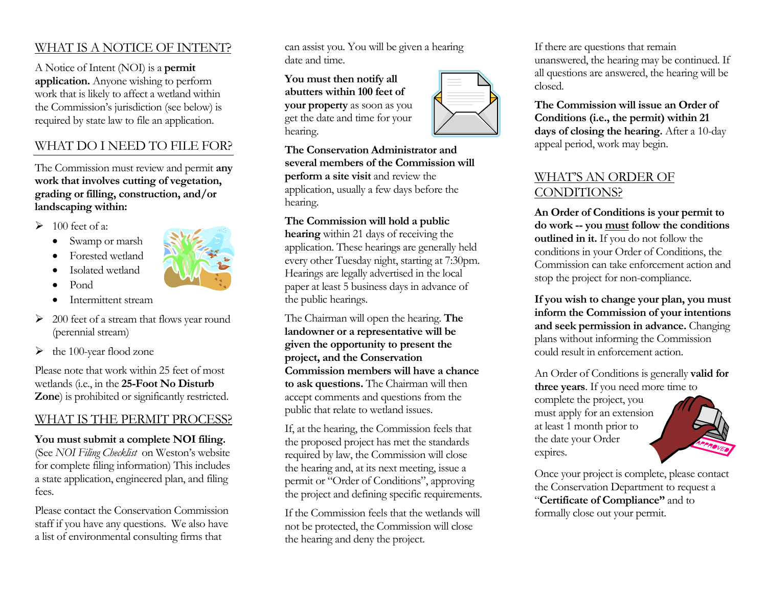## WHAT IS A NOTICE OF INTENT?

A Notice of Intent (NOI) is a **permit application.** Anyone wishing to perform work that is likely to affect a wetland within the Commission's jurisdiction (see below) is required by state law to file an application.

## WHAT DO I NEED TO FILE FOR?

The Commission must review and permit **any work that involves cutting of vegetation, grading or filling, construction, and/or landscaping within:**

- 100 feet of a:
  - Swamp or marsh
  - Forested wetland
  - Isolated wetland
  - Pond
  - Intermittent stream
- 200 feet of a stream that flows year round (perennial stream)
- the 100-year flood zone

Please note that work within 25 feet of most wetlands (i.e., in the **25-Foot No Disturb Zone**) is prohibited or significantly restricted.

## WHAT IS THE PERMIT PROCESS?

**You must submit a complete NOI filing.** (See *NOI Filing Checklist* on Weston's website for complete filing information) This includes a state application, engineered plan, and filing fees.

Please contact the Conservation Commission staff if you have any questions. We also have a list of environmental consulting firms that can assist you. You will be given a hearing date and time.

**You must then notify all abutters within 100 feet of your property** as soon as you get the date and time for your hearing.

**The Conservation Administrator and several members of the Commission will perform a site visit** and review the application, usually a few days before the hearing.

**The Commission will hold a public hearing** within 21 days of receiving the application. These hearings are generally held every other Tuesday night, starting at 7:30pm. Hearings are legally advertised in the local paper at least 5 business days in advance of the public hearings.

The Chairman will open the hearing. **The landowner or a representative will be given the opportunity to present the project, and the Conservation Commission members will have a chance to ask questions.** The Chairman will then accept comments and questions from the public that relate to wetland issues.

If, at the hearing, the Commission feels that the proposed project has met the standards required by law, the Commission will close the hearing and, at its next meeting, issue a permit or "Order of Conditions", approving the project and defining specific requirements.

If the Commission feels that the wetlands will not be protected, the Commission will close the hearing and deny the project.

If there are questions that remain unanswered, the hearing may be continued. If all questions are answered, the hearing will be closed.

**The Commission will issue an Order of Conditions (i.e., the permit) within 21 days of closing the hearing.** After a 10-day appeal period, work may begin.

## WHAT'S AN ORDER OF CONDITIONS?

**An Order of Conditions is your permit to do work -- you must follow the conditions outlined in it.** If you do not follow the conditions in your Order of Conditions, the Commission can take enforcement action and stop the project for non-compliance.

**If you wish to change your plan, you must inform the Commission of your intentions and seek permission in advance.** Changing plans without informing the Commission could result in enforcement action.

An Order of Conditions is generally **valid for three years**. If you need more time to complete the project, you must apply for an extension at least 1 month prior to the date your Order expires.

Once your project is complete, please contact the Conservation Department to request a "**Certificate of Compliance"** and to formally close out your permit.